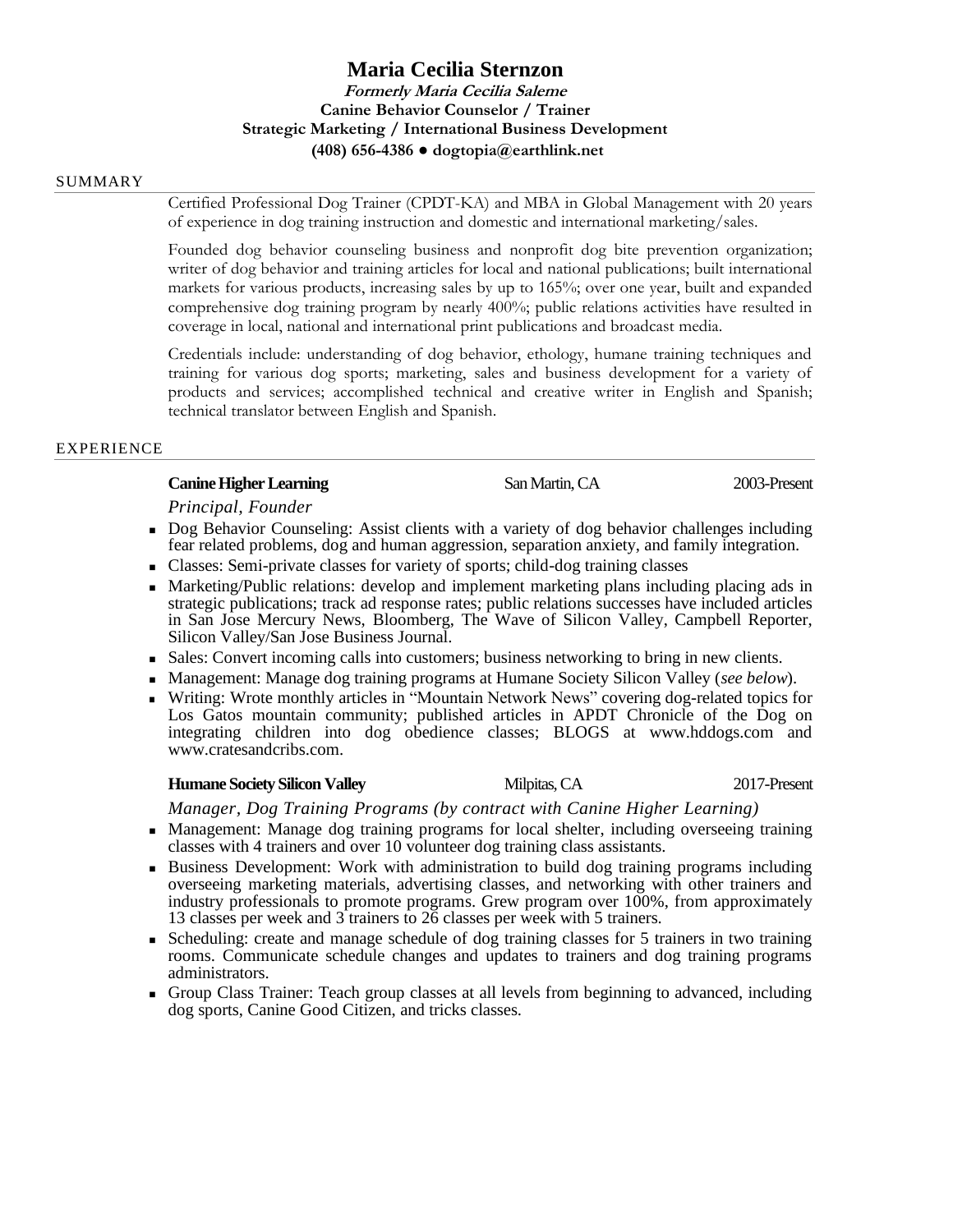# Maria Cecilia Sternzon

***Formerly Maria Cecilia Saleme***

**Canine Behavior Counselor / Trainer**

**Strategic Marketing / International Business Development**

**(408) 656-4386 ● dogtopia@earthlink.net**

## SUMMARY

Certified Professional Dog Trainer (CPDT-KA) and MBA in Global Management with 20 years of experience in dog training instruction and domestic and international marketing/sales.

Founded dog behavior counseling business and nonprofit dog bite prevention organization; writer of dog behavior and training articles for local and national publications; built international markets for various products, increasing sales by up to 165%; over one year, built and expanded comprehensive dog training program by nearly 400%; public relations activities have resulted in coverage in local, national and international print publications and broadcast media.

Credentials include: understanding of dog behavior, ethology, humane training techniques and training for various dog sports; marketing, sales and business development for a variety of products and services; accomplished technical and creative writer in English and Spanish; technical translator between English and Spanish.

## EXPERIENCE

**Canine Higher Learning** — San Martin, CA — 2003-Present

*Principal, Founder*

- Dog Behavior Counseling: Assist clients with a variety of dog behavior challenges including fear related problems, dog and human aggression, separation anxiety, and family integration.
- Classes: Semi-private classes for variety of sports; child-dog training classes
- Marketing/Public relations: develop and implement marketing plans including placing ads in strategic publications; track ad response rates; public relations successes have included articles in San Jose Mercury News, Bloomberg, The Wave of Silicon Valley, Campbell Reporter, Silicon Valley/San Jose Business Journal.
- Sales: Convert incoming calls into customers; business networking to bring in new clients.
- Management: Manage dog training programs at Humane Society Silicon Valley (*see below*).
- Writing: Wrote monthly articles in "Mountain Network News" covering dog-related topics for Los Gatos mountain community; published articles in APDT Chronicle of the Dog on integrating children into dog obedience classes; BLOGS at www.hddogs.com and www.cratesandcribs.com.

**Humane Society Silicon Valley** — Milpitas, CA — 2017-Present

*Manager, Dog Training Programs (by contract with Canine Higher Learning)*

- Management: Manage dog training programs for local shelter, including overseeing training classes with 4 trainers and over 10 volunteer dog training class assistants.
- Business Development: Work with administration to build dog training programs including overseeing marketing materials, advertising classes, and networking with other trainers and industry professionals to promote programs. Grew program over 100%, from approximately 13 classes per week and 3 trainers to 26 classes per week with 5 trainers.
- Scheduling: create and manage schedule of dog training classes for 5 trainers in two training rooms. Communicate schedule changes and updates to trainers and dog training programs administrators.
- Group Class Trainer: Teach group classes at all levels from beginning to advanced, including dog sports, Canine Good Citizen, and tricks classes.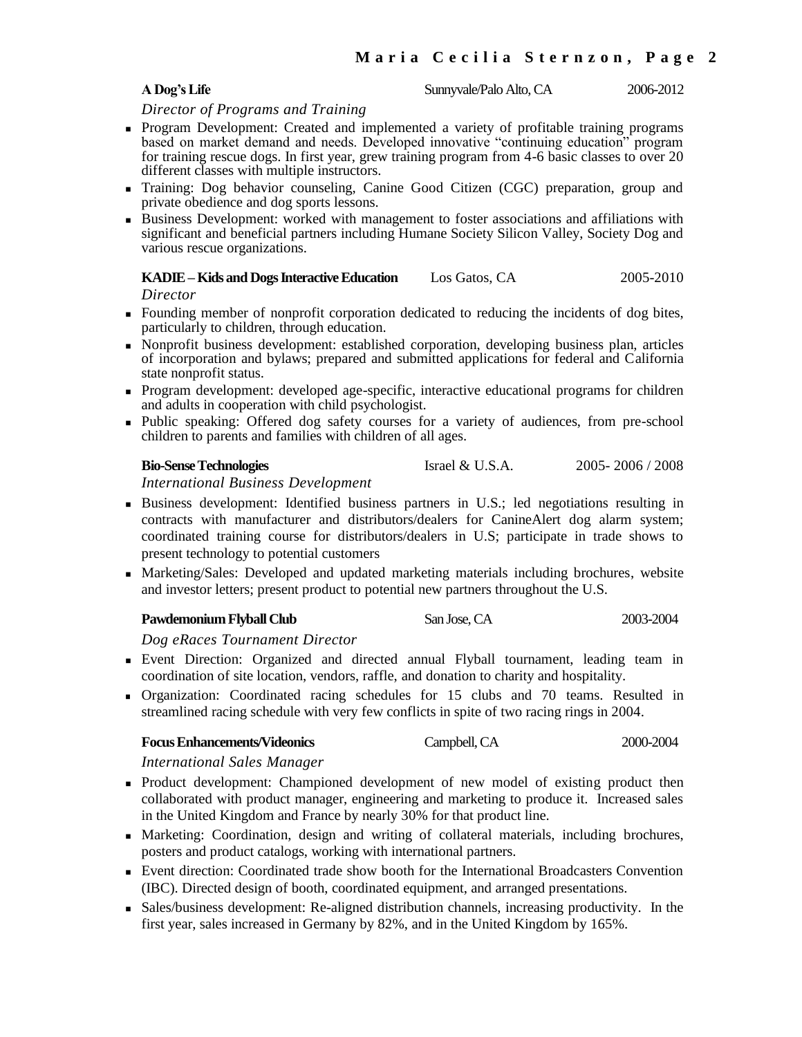**A Dog's Life** Sunnyvale/Palo Alto, CA 2006-2012

*Director of Programs and Training*

- Program Development: Created and implemented a variety of profitable training programs based on market demand and needs. Developed innovative "continuing education" program for training rescue dogs. In first year, grew training program from 4-6 basic classes to over 20 different classes with multiple instructors.
- Training: Dog behavior counseling, Canine Good Citizen (CGC) preparation, group and private obedience and dog sports lessons.
- Business Development: worked with management to foster associations and affiliations with significant and beneficial partners including Humane Society Silicon Valley, Society Dog and various rescue organizations.

**KADIE – Kids and Dogs Interactive Education** Los Gatos, CA 2005-2010

*Director*

- Founding member of nonprofit corporation dedicated to reducing the incidents of dog bites, particularly to children, through education.
- Nonprofit business development: established corporation, developing business plan, articles of incorporation and bylaws; prepared and submitted applications for federal and California state nonprofit status.
- Program development: developed age-specific, interactive educational programs for children and adults in cooperation with child psychologist.
- Public speaking: Offered dog safety courses for a variety of audiences, from pre-school children to parents and families with children of all ages.

**Bio-Sense Technologies** Israel & U.S.A. 2005- 2006 / 2008

*International Business Development*

- Business development: Identified business partners in U.S.; led negotiations resulting in contracts with manufacturer and distributors/dealers for CanineAlert dog alarm system; coordinated training course for distributors/dealers in U.S; participate in trade shows to present technology to potential customers
- Marketing/Sales: Developed and updated marketing materials including brochures, website and investor letters; present product to potential new partners throughout the U.S.

**Pawdemonium Flyball Club** San Jose, CA 2003-2004

*Dog eRaces Tournament Director*

- Event Direction: Organized and directed annual Flyball tournament, leading team in coordination of site location, vendors, raffle, and donation to charity and hospitality.
- Organization: Coordinated racing schedules for 15 clubs and 70 teams. Resulted in streamlined racing schedule with very few conflicts in spite of two racing rings in 2004.

**Focus Enhancements/Videonics** Campbell, CA 2000-2004

*International Sales Manager*

- Product development: Championed development of new model of existing product then collaborated with product manager, engineering and marketing to produce it. Increased sales in the United Kingdom and France by nearly 30% for that product line.
- Marketing: Coordination, design and writing of collateral materials, including brochures, posters and product catalogs, working with international partners.
- Event direction: Coordinated trade show booth for the International Broadcasters Convention (IBC). Directed design of booth, coordinated equipment, and arranged presentations.
- Sales/business development: Re-aligned distribution channels, increasing productivity. In the first year, sales increased in Germany by 82%, and in the United Kingdom by 165%.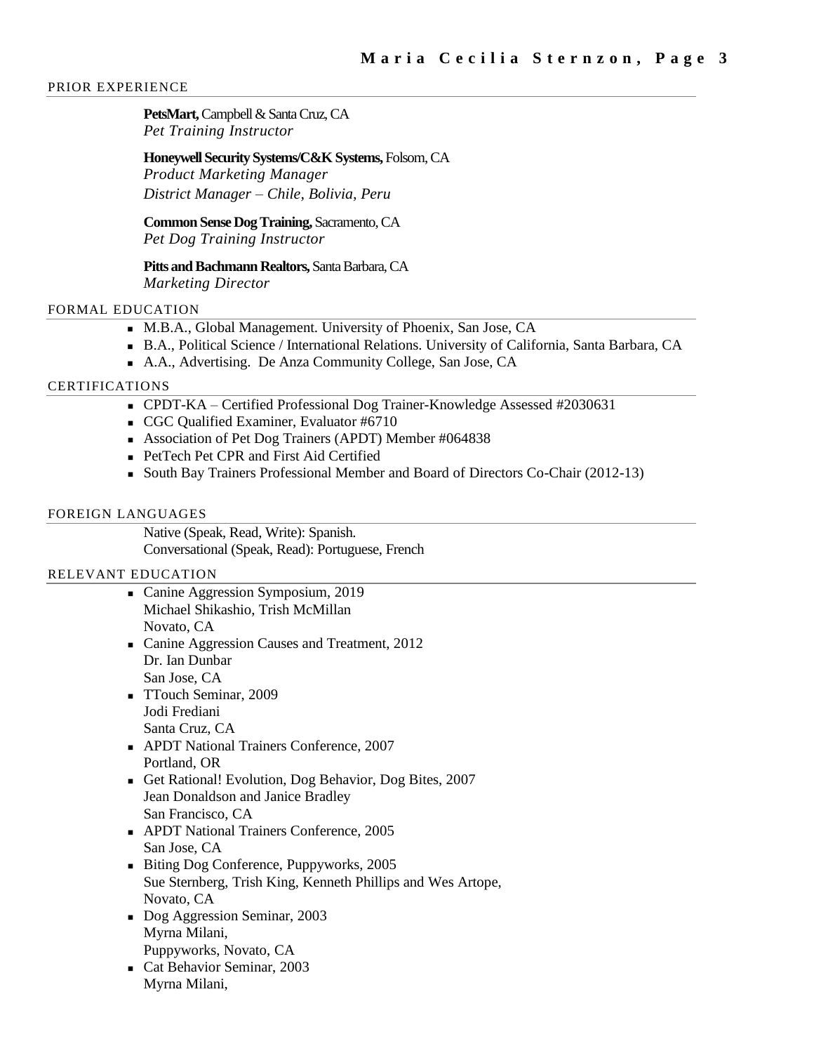## PRIOR EXPERIENCE

**PetsMart,** Campbell & Santa Cruz, CA
*Pet Training Instructor*

**Honeywell Security Systems/C&K Systems,** Folsom, CA
*Product Marketing Manager*
*District Manager – Chile, Bolivia, Peru*

**Common Sense Dog Training,** Sacramento, CA
*Pet Dog Training Instructor*

**Pitts and Bachmann Realtors,** Santa Barbara, CA
*Marketing Director*

## FORMAL EDUCATION

- M.B.A., Global Management. University of Phoenix, San Jose, CA
- B.A., Political Science / International Relations. University of California, Santa Barbara, CA
- A.A., Advertising. De Anza Community College, San Jose, CA

## CERTIFICATIONS

- CPDT-KA – Certified Professional Dog Trainer-Knowledge Assessed #2030631
- CGC Qualified Examiner, Evaluator #6710
- Association of Pet Dog Trainers (APDT) Member #064838
- PetTech Pet CPR and First Aid Certified
- South Bay Trainers Professional Member and Board of Directors Co-Chair (2012-13)

## FOREIGN LANGUAGES

Native (Speak, Read, Write): Spanish.
Conversational (Speak, Read): Portuguese, French

## RELEVANT EDUCATION

- Canine Aggression Symposium, 2019
  Michael Shikashio, Trish McMillan
  Novato, CA
- Canine Aggression Causes and Treatment, 2012
  Dr. Ian Dunbar
  San Jose, CA
- TTouch Seminar, 2009
  Jodi Frediani
  Santa Cruz, CA
- APDT National Trainers Conference, 2007
  Portland, OR
- Get Rational! Evolution, Dog Behavior, Dog Bites, 2007
  Jean Donaldson and Janice Bradley
  San Francisco, CA
- APDT National Trainers Conference, 2005
  San Jose, CA
- Biting Dog Conference, Puppyworks, 2005
  Sue Sternberg, Trish King, Kenneth Phillips and Wes Artope,
  Novato, CA
- Dog Aggression Seminar, 2003
  Myrna Milani,
  Puppyworks, Novato, CA
- Cat Behavior Seminar, 2003
  Myrna Milani,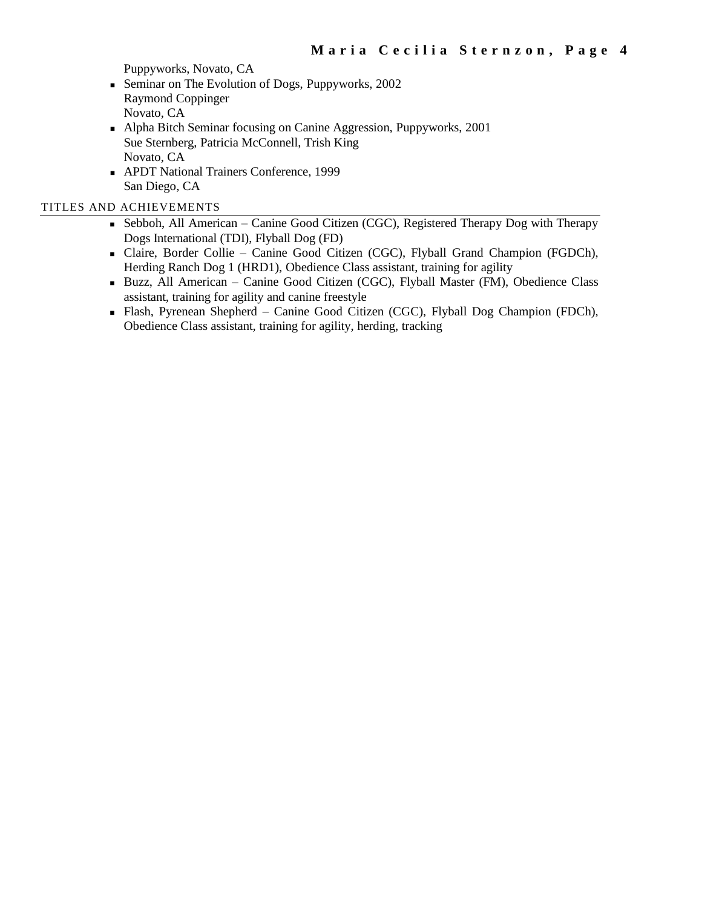Puppyworks, Novato, CA

- Seminar on The Evolution of Dogs, Puppyworks, 2002
  Raymond Coppinger
  Novato, CA
- Alpha Bitch Seminar focusing on Canine Aggression, Puppyworks, 2001
  Sue Sternberg, Patricia McConnell, Trish King
  Novato, CA
- APDT National Trainers Conference, 1999
  San Diego, CA

## TITLES AND ACHIEVEMENTS

- Sebboh, All American – Canine Good Citizen (CGC), Registered Therapy Dog with Therapy Dogs International (TDI), Flyball Dog (FD)
- Claire, Border Collie – Canine Good Citizen (CGC), Flyball Grand Champion (FGDCh), Herding Ranch Dog 1 (HRD1), Obedience Class assistant, training for agility
- Buzz, All American – Canine Good Citizen (CGC), Flyball Master (FM), Obedience Class assistant, training for agility and canine freestyle
- Flash, Pyrenean Shepherd – Canine Good Citizen (CGC), Flyball Dog Champion (FDCh), Obedience Class assistant, training for agility, herding, tracking